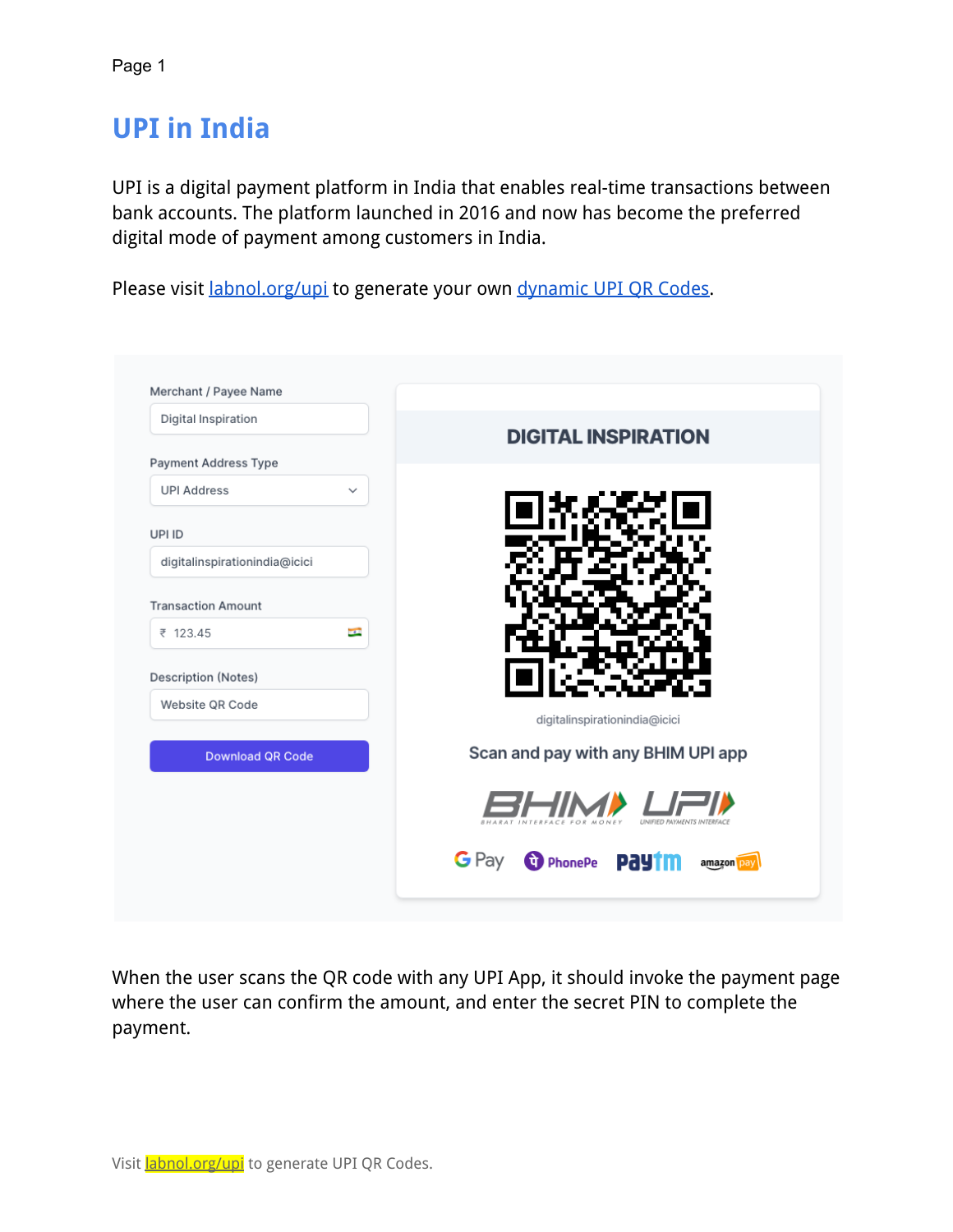# UPI in India

UPI is a digital payment platform in India that enables real-time transactions between bank accounts. The platform launched in 2016 and now has become the preferred digital mode of payment among customers in India.

Please visit [labnol.org/upi](https://labnol.org/upi) to generate your own [dynamic UPI QR Codes](https://labnol.org/upi).

When the user scans the QR code with any UPI App, it should invoke the payment page where the user can confirm the amount, and enter the secret PIN to complete the payment.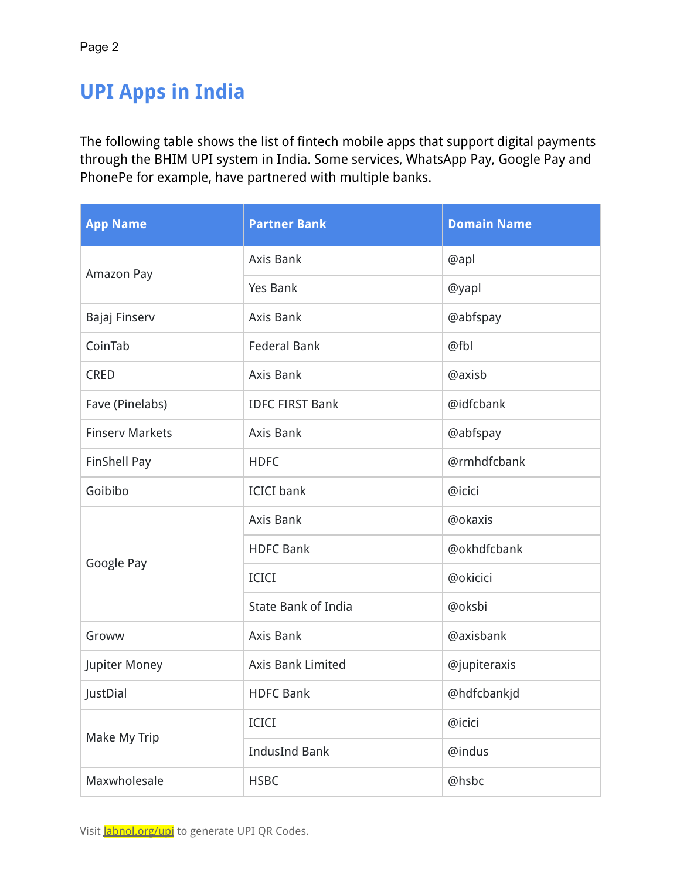# UPI Apps in India

The following table shows the list of fintech mobile apps that support digital payments through the BHIM UPI system in India. Some services, WhatsApp Pay, Google Pay and PhonePe for example, have partnered with multiple banks.

| App Name | Partner Bank | Domain Name |
|---|---|---|
| Amazon Pay | Axis Bank | @apl |
| | Yes Bank | @yapl |
| Bajaj Finserv | Axis Bank | @abfspay |
| CoinTab | Federal Bank | @fbl |
| CRED | Axis Bank | @axisb |
| Fave (Pinelabs) | IDFC FIRST Bank | @idfcbank |
| Finserv Markets | Axis Bank | @abfspay |
| FinShell Pay | HDFC | @rmhdfcbank |
| Goibibo | ICICI bank | @icici |
| Google Pay | Axis Bank | @okaxis |
| | HDFC Bank | @okhdfcbank |
| | ICICI | @okicici |
| | State Bank of India | @oksbi |
| Groww | Axis Bank | @axisbank |
| Jupiter Money | Axis Bank Limited | @jupiteraxis |
| JustDial | HDFC Bank | @hdfcbankjd |
| Make My Trip | ICICI | @icici |
| | IndusInd Bank | @indus |
| Maxwholesale | HSBC | @hsbc |

Visit labnol.org/upi to generate UPI QR Codes.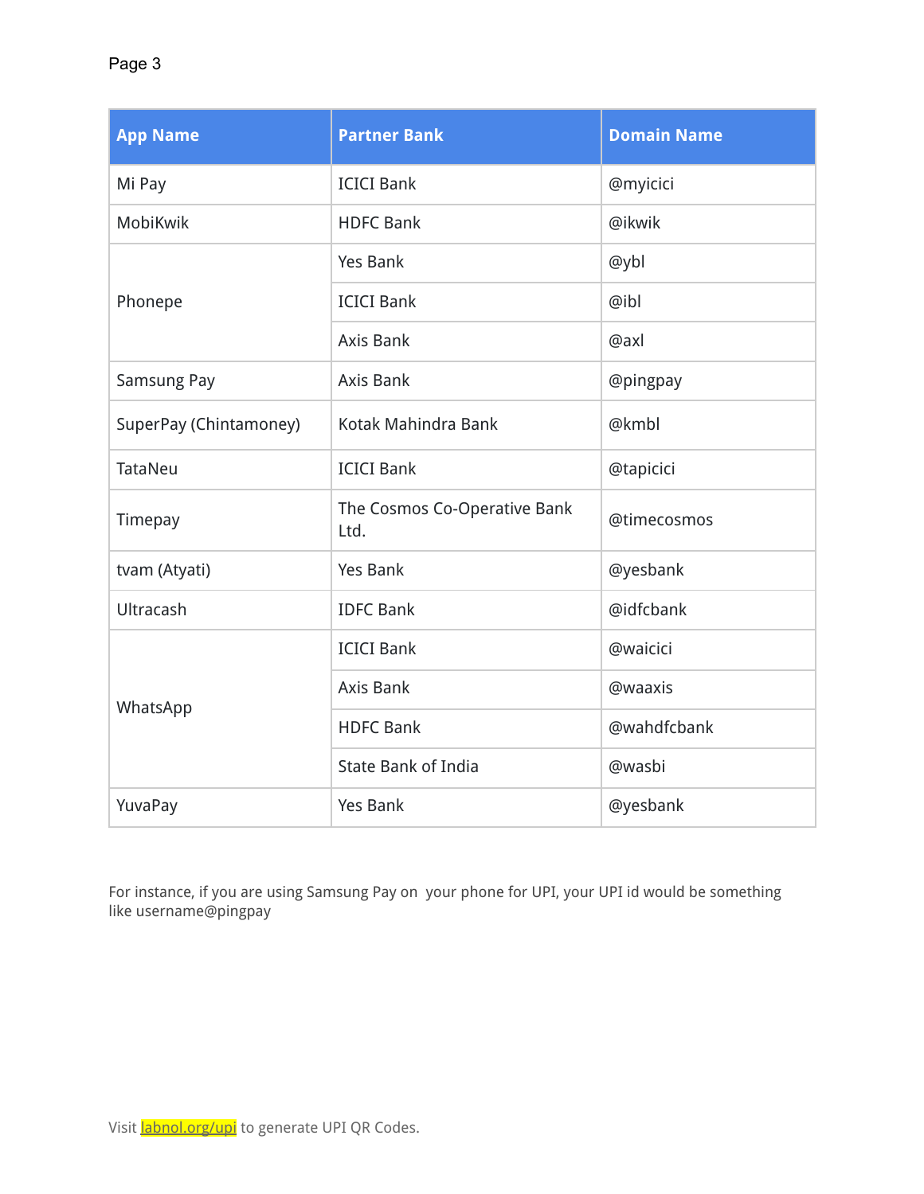| App Name | Partner Bank | Domain Name |
| --- | --- | --- |
| Mi Pay | ICICI Bank | @myicici |
| MobiKwik | HDFC Bank | @ikwik |
| Phonepe | Yes Bank | @ybl |
| | ICICI Bank | @ibl |
| | Axis Bank | @axl |
| Samsung Pay | Axis Bank | @pingpay |
| SuperPay (Chintamoney) | Kotak Mahindra Bank | @kmbl |
| TataNeu | ICICI Bank | @tapicici |
| Timepay | The Cosmos Co-Operative Bank Ltd. | @timecosmos |
| tvam (Atyati) | Yes Bank | @yesbank |
| Ultracash | IDFC Bank | @idfcbank |
| WhatsApp | ICICI Bank | @waicici |
| | Axis Bank | @waaxis |
| | HDFC Bank | @wahdfcbank |
| | State Bank of India | @wasbi |
| YuvaPay | Yes Bank | @yesbank |

For instance, if you are using Samsung Pay on your phone for UPI, your UPI id would be something like username@pingpay

Visit labnol.org/upi to generate UPI QR Codes.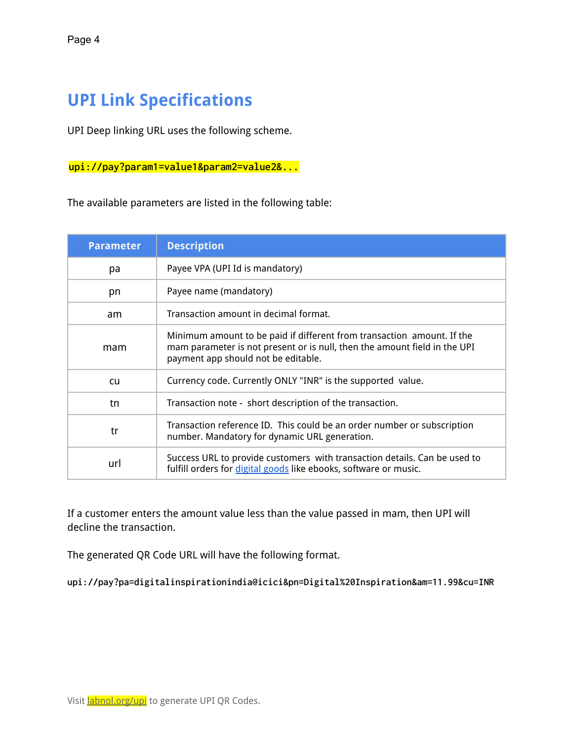# UPI Link Specifications

UPI Deep linking URL uses the following scheme.

```
upi://pay?param1=value1&param2=value2&...
```

The available parameters are listed in the following table:

| Parameter | Description |
|---|---|
| pa | Payee VPA (UPI Id is mandatory) |
| pn | Payee name (mandatory) |
| am | Transaction amount in decimal format. |
| mam | Minimum amount to be paid if different from transaction amount. If the mam parameter is not present or is null, then the amount field in the UPI payment app should not be editable. |
| cu | Currency code. Currently ONLY "INR" is the supported value. |
| tn | Transaction note - short description of the transaction. |
| tr | Transaction reference ID. This could be an order number or subscription number. Mandatory for dynamic URL generation. |
| url | Success URL to provide customers with transaction details. Can be used to fulfill orders for [digital goods](#) like ebooks, software or music. |

If a customer enters the amount value less than the value passed in mam, then UPI will decline the transaction.

The generated QR Code URL will have the following format.

```
upi://pay?pa=digitalinspirationindia@icici&pn=Digital%20Inspiration&am=11.99&cu=INR
```

Visit [labnol.org/upi](https://labnol.org/upi) to generate UPI QR Codes.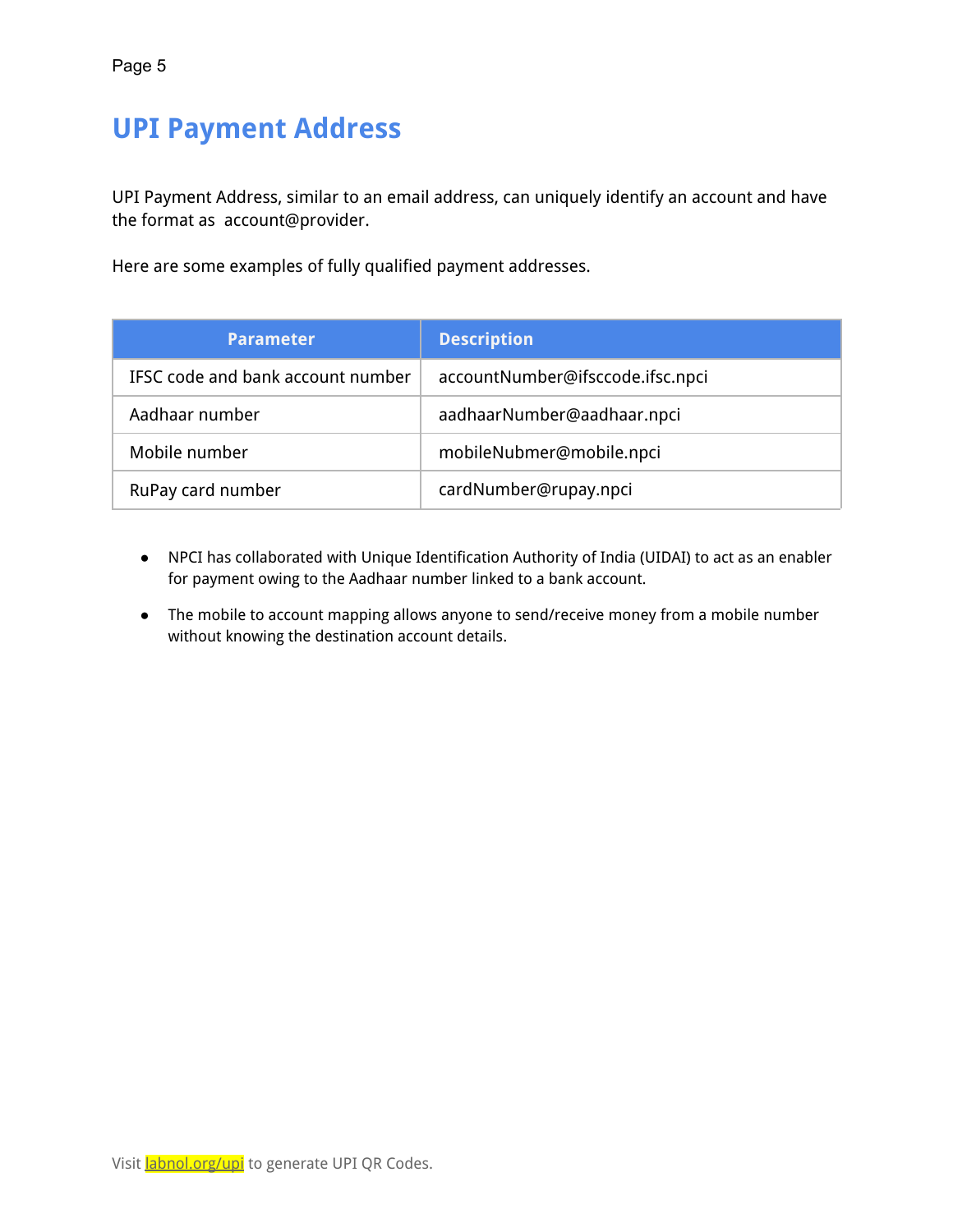# UPI Payment Address

UPI Payment Address, similar to an email address, can uniquely identify an account and have the format as account@provider.

Here are some examples of fully qualified payment addresses.

| Parameter | Description |
|---|---|
| IFSC code and bank account number | accountNumber@ifsccode.ifsc.npci |
| Aadhaar number | aadhaarNumber@aadhaar.npci |
| Mobile number | mobileNubmer@mobile.npci |
| RuPay card number | cardNumber@rupay.npci |

- NPCI has collaborated with Unique Identification Authority of India (UIDAI) to act as an enabler for payment owing to the Aadhaar number linked to a bank account.
- The mobile to account mapping allows anyone to send/receive money from a mobile number without knowing the destination account details.

Visit labnol.org/upi to generate UPI QR Codes.